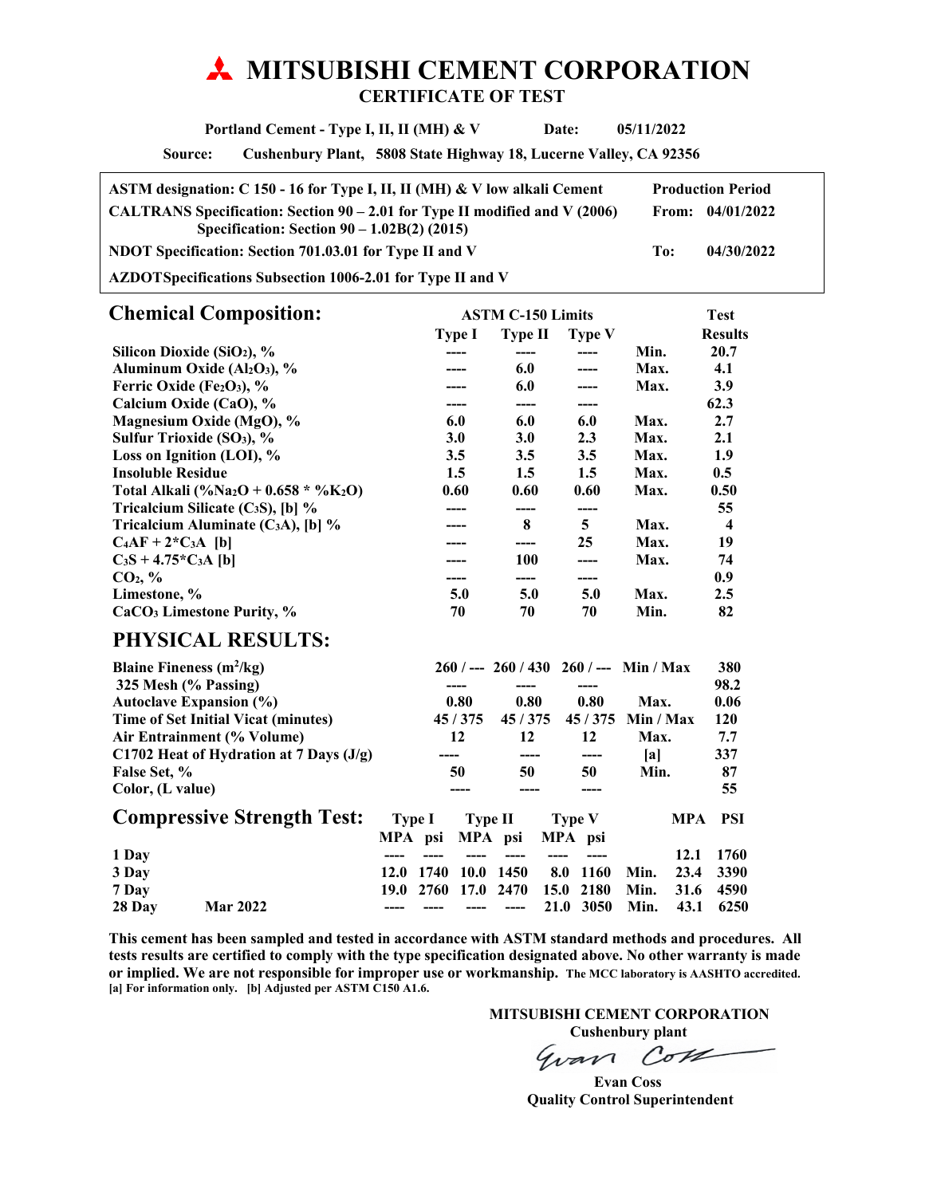# MITSUBISHI CEMENT CORPORATION

## CERTIFICATE OF TEST

**Portland Cement - Type I, II, II (MH) & V** **Date:** **05/11/2022**

**Source:** **Cushenbury Plant, 5808 State Highway 18, Lucerne Valley, CA 92356**

| | Production Period | |
|---|---|---|
| **ASTM designation: C 150 - 16 for Type I, II, II (MH) & V low alkali Cement** | | |
| **CALTRANS Specification: Section 90 – 2.01 for Type II modified and V (2006) Specification: Section 90 – 1.02B(2) (2015)** | **From:** | **04/01/2022** |
| **NDOT Specification: Section 701.03.01 for Type II and V** | **To:** | **04/30/2022** |
| **AZDOTSpecifications Subsection 1006-2.01 for Type II and V** | | |

## Chemical Composition:

| | ASTM C-150 Limits | | | | Test |
|---|---|---|---|---|---|
| | Type I | Type II | Type V | | Results |
| Silicon Dioxide ($SiO_2$), % | ---- | ---- | ---- | Min. | 20.7 |
| Aluminum Oxide ($Al_2O_3$), % | ---- | 6.0 | ---- | Max. | 4.1 |
| Ferric Oxide ($Fe_2O_3$), % | ---- | 6.0 | ---- | Max. | 3.9 |
| Calcium Oxide (CaO), % | ---- | ---- | ---- | | 62.3 |
| Magnesium Oxide (MgO), % | 6.0 | 6.0 | 6.0 | Max. | 2.7 |
| Sulfur Trioxide ($SO_3$), % | 3.0 | 3.0 | 2.3 | Max. | 2.1 |
| Loss on Ignition (LOI), % | 3.5 | 3.5 | 3.5 | Max. | 1.9 |
| Insoluble Residue | 1.5 | 1.5 | 1.5 | Max. | 0.5 |
| Total Alkali (%$Na_2O$ + 0.658 * %$K_2O$) | 0.60 | 0.60 | 0.60 | Max. | 0.50 |
| Tricalcium Silicate ($C_3S$), [b] % | ---- | ---- | ---- | | 55 |
| Tricalcium Aluminate ($C_3A$), [b] % | ---- | 8 | 5 | Max. | 4 |
| $C_4AF + 2*C_3A$ [b] | ---- | ---- | 25 | Max. | 19 |
| $C_3S + 4.75*C_3A$ [b] | ---- | 100 | ---- | Max. | 74 |
| $CO_2$, % | ---- | ---- | ---- | | 0.9 |
| Limestone, % | 5.0 | 5.0 | 5.0 | Max. | 2.5 |
| $CaCO_3$ Limestone Purity, % | 70 | 70 | 70 | Min. | 82 |

## PHYSICAL RESULTS:

| | Type I | Type II | Type V | | Results |
|---|---|---|---|---|---|
| Blaine Fineness ($m^2/kg$) | 260 / --- | 260 / 430 | 260 / --- | Min / Max | 380 |
| 325 Mesh (% Passing) | ---- | ---- | ---- | | 98.2 |
| Autoclave Expansion (%) | 0.80 | 0.80 | 0.80 | Max. | 0.06 |
| Time of Set Initial Vicat (minutes) | 45 / 375 | 45 / 375 | 45 / 375 | Min / Max | 120 |
| Air Entrainment (% Volume) | 12 | 12 | 12 | Max. | 7.7 |
| C1702 Heat of Hydration at 7 Days (J/g) | ---- | ---- | ---- | [a] | 337 |
| False Set, % | 50 | 50 | 50 | Min. | 87 |
| Color, (L value) | ---- | ---- | ---- | | 55 |

## Compressive Strength Test:

| | | Type I | | Type II | | Type V | | | | |
|---|---|---|---|---|---|---|---|---|---|---|
| | | MPA | psi | MPA | psi | MPA | psi | | MPA | PSI |
| 1 Day | | ---- | ---- | ---- | ---- | ---- | ---- | | 12.1 | 1760 |
| 3 Day | | 12.0 | 1740 | 10.0 | 1450 | 8.0 | 1160 | Min. | 23.4 | 3390 |
| 7 Day | | 19.0 | 2760 | 17.0 | 2470 | 15.0 | 2180 | Min. | 31.6 | 4590 |
| 28 Day | Mar 2022 | ---- | ---- | ---- | ---- | 21.0 | 3050 | Min. | 43.1 | 6250 |

**This cement has been sampled and tested in accordance with ASTM standard methods and procedures. All tests results are certified to comply with the type specification designated above. No other warranty is made or implied. We are not responsible for improper use or workmanship.** **The MCC laboratory is AASHTO accredited.** **[a] For information only. [b] Adjusted per ASTM C150 A1.6.**

**MITSUBISHI CEMENT CORPORATION**
**Cushenbury plant**

Evan Coss

**Evan Coss**
**Quality Control Superintendent**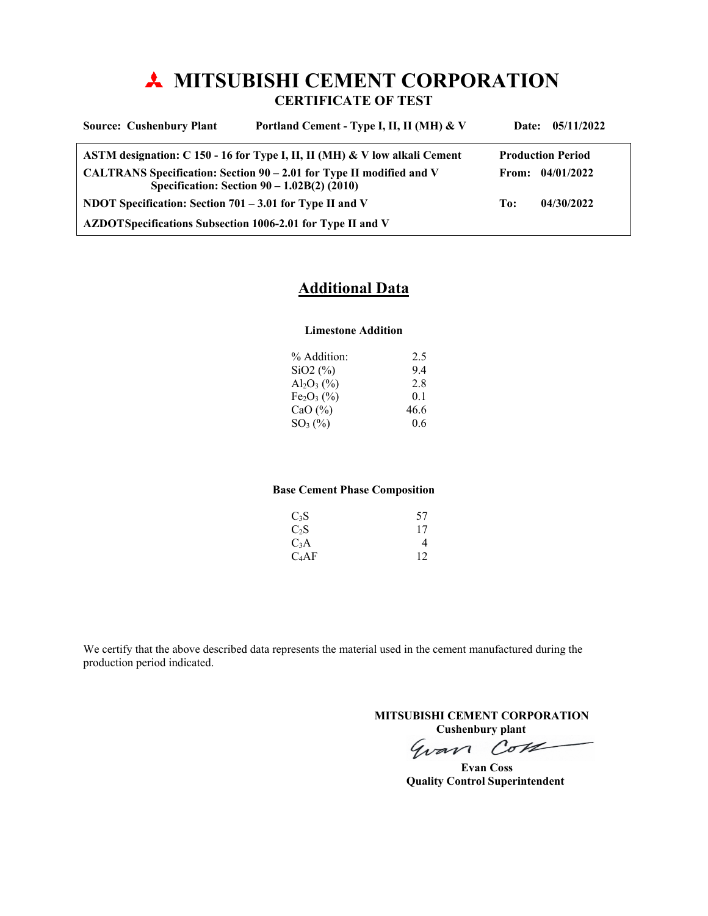# MITSUBISHI CEMENT CORPORATION

## CERTIFICATE OF TEST

**Source: Cushenbury Plant** | **Portland Cement - Type I, II, II (MH) & V** | **Date: 05/11/2022**

| | |
|---|---|
| **ASTM designation: C 150 - 16 for Type I, II, II (MH) & V low alkali Cement** | **Production Period** |
| **CALTRANS Specification: Section 90 – 2.01 for Type II modified and V Specification: Section 90 – 1.02B(2) (2010)** | **From: 04/01/2022** |
| **NDOT Specification: Section 701 – 3.01 for Type II and V** | **To: 04/30/2022** |
| **AZDOTSpecifications Subsection 1006-2.01 for Type II and V** | |

## Additional Data

**Limestone Addition**

| | |
|---|---|
| % Addition: | 2.5 |
| SiO2 (%) | 9.4 |
| $Al_2O_3$ (%) | 2.8 |
| $Fe_2O_3$ (%) | 0.1 |
| CaO (%) | 46.6 |
| $SO_3$ (%) | 0.6 |

**Base Cement Phase Composition**

| | |
|---|---|
| $C_3S$ | 57 |
| $C_2S$ | 17 |
| $C_3A$ | 4 |
| $C_4AF$ | 12 |

We certify that the above described data represents the material used in the cement manufactured during the production period indicated.

**MITSUBISHI CEMENT CORPORATION**
**Cushenbury plant**

Evan Coss

**Evan Coss**
**Quality Control Superintendent**